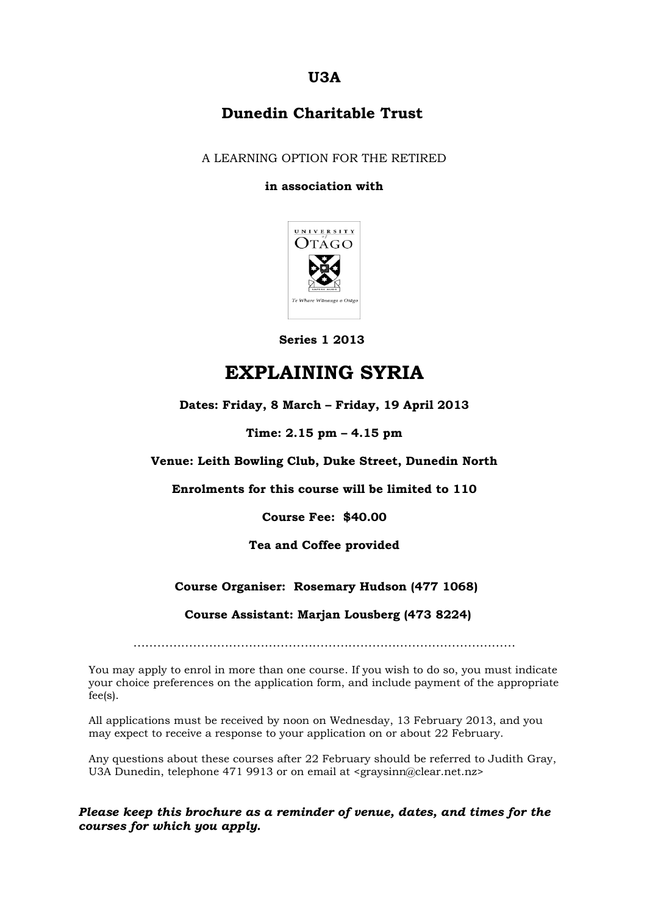**U3A**

**Dunedin Charitable Trust**

A LEARNING OPTION FOR THE RETIRED

**in association with**

**Series 1 2013**

# EXPLAINING SYRIA

**Dates: Friday, 8 March – Friday, 19 April 2013**

**Time: 2.15 pm – 4.15 pm**

**Venue: Leith Bowling Club, Duke Street, Dunedin North**

**Enrolments for this course will be limited to 110**

**Course Fee: $40.00**

**Tea and Coffee provided**

**Course Organiser: Rosemary Hudson (477 1068)**

**Course Assistant: Marjan Lousberg (473 8224)**

…………………………………………………………………………………

You may apply to enrol in more than one course. If you wish to do so, you must indicate your choice preferences on the application form, and include payment of the appropriate fee(s).

All applications must be received by noon on Wednesday, 13 February 2013, and you may expect to receive a response to your application on or about 22 February.

Any questions about these courses after 22 February should be referred to Judith Gray, U3A Dunedin, telephone 471 9913 or on email at <graysinn@clear.net.nz>

***Please keep this brochure as a reminder of venue, dates, and times for the courses for which you apply.***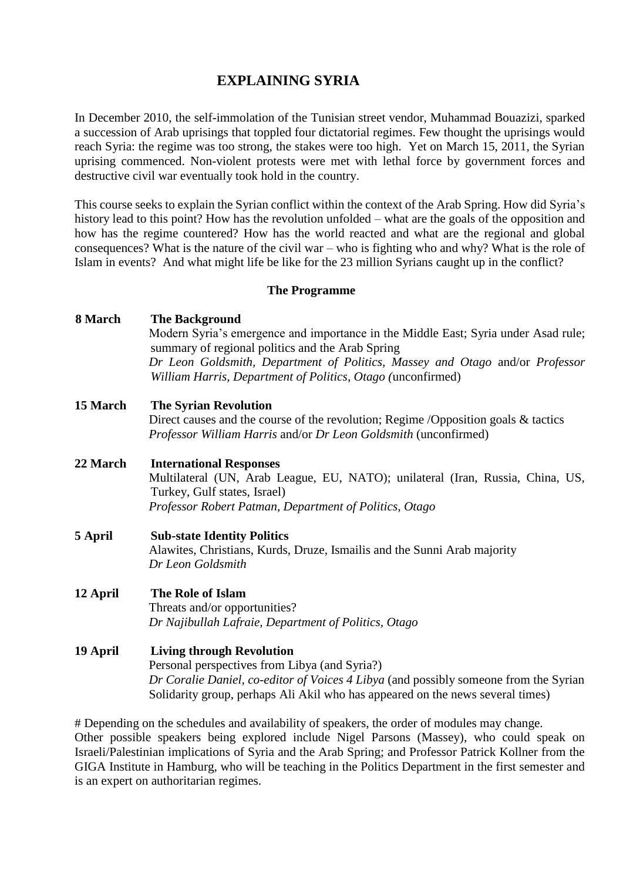# EXPLAINING SYRIA

In December 2010, the self-immolation of the Tunisian street vendor, Muhammad Bouazizi, sparked a succession of Arab uprisings that toppled four dictatorial regimes. Few thought the uprisings would reach Syria: the regime was too strong, the stakes were too high. Yet on March 15, 2011, the Syrian uprising commenced. Non-violent protests were met with lethal force by government forces and destructive civil war eventually took hold in the country.

This course seeks to explain the Syrian conflict within the context of the Arab Spring. How did Syria's history lead to this point? How has the revolution unfolded – what are the goals of the opposition and how has the regime countered? How has the world reacted and what are the regional and global consequences? What is the nature of the civil war – who is fighting who and why? What is the role of Islam in events? And what might life be like for the 23 million Syrians caught up in the conflict?

## The Programme

**8 March** **The Background**
Modern Syria's emergence and importance in the Middle East; Syria under Asad rule; summary of regional politics and the Arab Spring
*Dr Leon Goldsmith, Department of Politics, Massey and Otago* and/or *Professor William Harris, Department of Politics, Otago (*unconfirmed)

**15 March** **The Syrian Revolution**
Direct causes and the course of the revolution; Regime /Opposition goals & tactics
*Professor William Harris* and/or *Dr Leon Goldsmith* (unconfirmed)

**22 March** **International Responses**
Multilateral (UN, Arab League, EU, NATO); unilateral (Iran, Russia, China, US, Turkey, Gulf states, Israel)
*Professor Robert Patman, Department of Politics, Otago*

**5 April** **Sub-state Identity Politics**
Alawites, Christians, Kurds, Druze, Ismailis and the Sunni Arab majority
*Dr Leon Goldsmith*

**12 April** **The Role of Islam**
Threats and/or opportunities?
*Dr Najibullah Lafraie, Department of Politics, Otago*

**19 April** **Living through Revolution**
Personal perspectives from Libya (and Syria?)
*Dr Coralie Daniel, co-editor of Voices 4 Libya* (and possibly someone from the Syrian Solidarity group, perhaps Ali Akil who has appeared on the news several times)

# Depending on the schedules and availability of speakers, the order of modules may change.
Other possible speakers being explored include Nigel Parsons (Massey), who could speak on Israeli/Palestinian implications of Syria and the Arab Spring; and Professor Patrick Kollner from the GIGA Institute in Hamburg, who will be teaching in the Politics Department in the first semester and is an expert on authoritarian regimes.